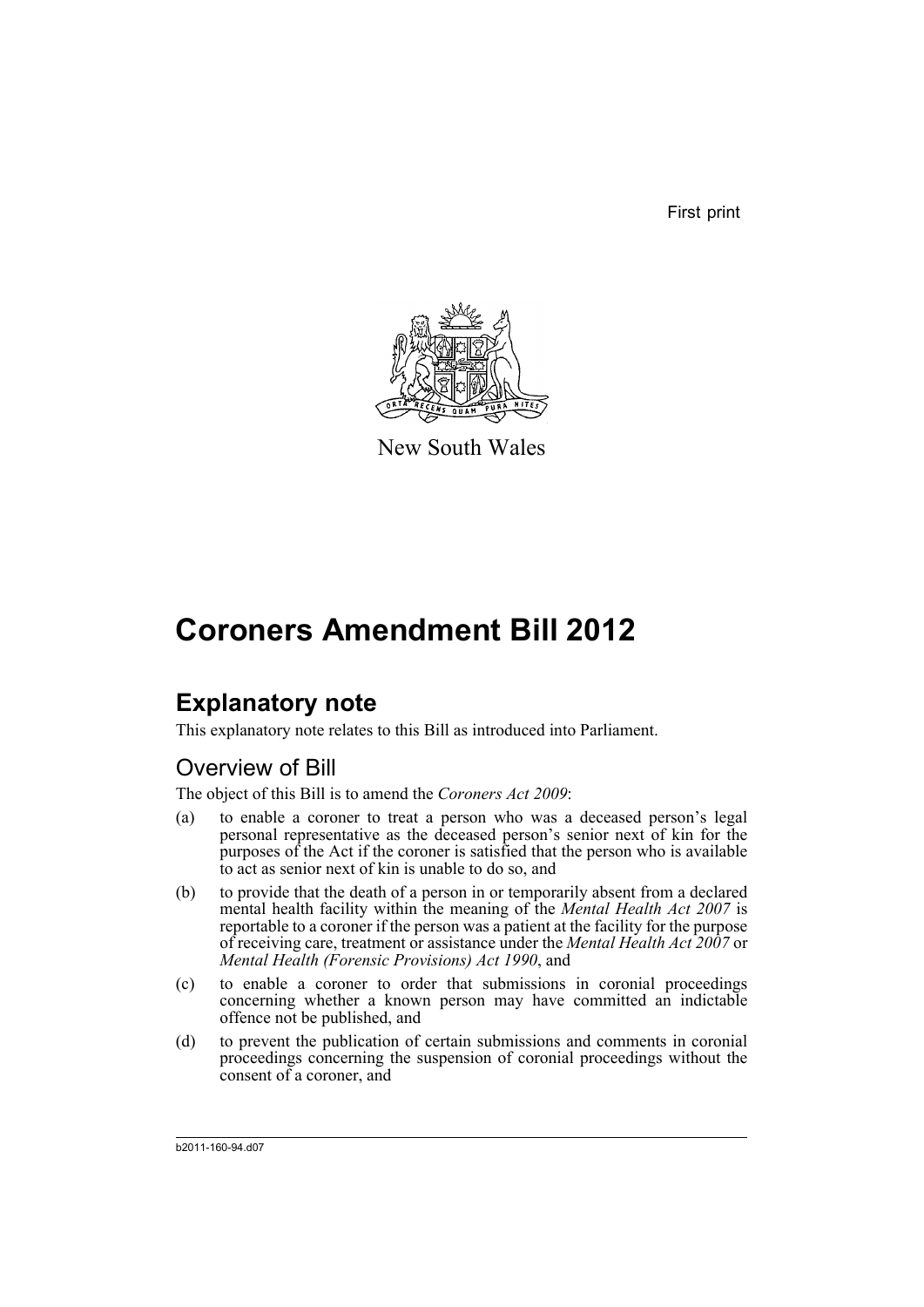First print

New South Wales

# Coroners Amendment Bill 2012

## Explanatory note

This explanatory note relates to this Bill as introduced into Parliament.

### Overview of Bill

The object of this Bill is to amend the *Coroners Act 2009*:

(a) to enable a coroner to treat a person who was a deceased person's legal personal representative as the deceased person's senior next of kin for the purposes of the Act if the coroner is satisfied that the person who is available to act as senior next of kin is unable to do so, and

(b) to provide that the death of a person in or temporarily absent from a declared mental health facility within the meaning of the *Mental Health Act 2007* is reportable to a coroner if the person was a patient at the facility for the purpose of receiving care, treatment or assistance under the *Mental Health Act 2007* or *Mental Health (Forensic Provisions) Act 1990*, and

(c) to enable a coroner to order that submissions in coronial proceedings concerning whether a known person may have committed an indictable offence not be published, and

(d) to prevent the publication of certain submissions and comments in coronial proceedings concerning the suspension of coronial proceedings without the consent of a coroner, and

b2011-160-94.d07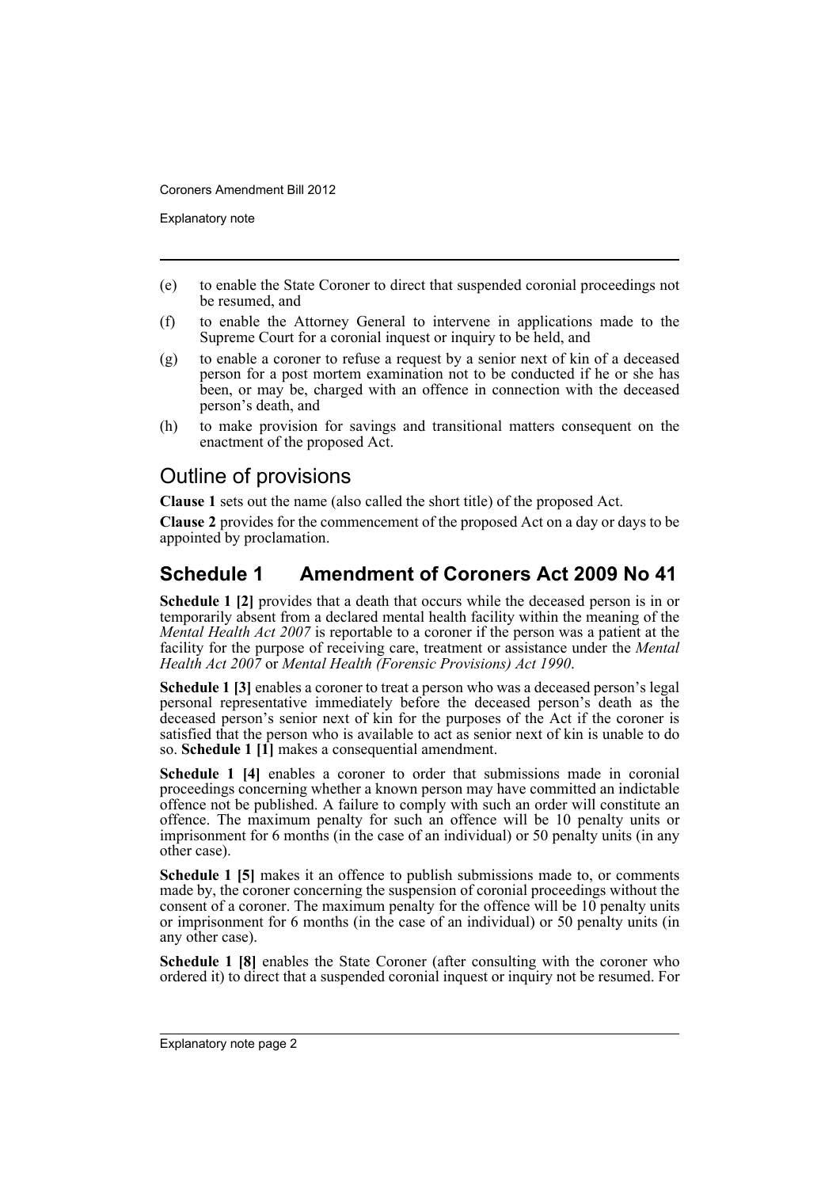(e) to enable the State Coroner to direct that suspended coronial proceedings not be resumed, and

(f) to enable the Attorney General to intervene in applications made to the Supreme Court for a coronial inquest or inquiry to be held, and

(g) to enable a coroner to refuse a request by a senior next of kin of a deceased person for a post mortem examination not to be conducted if he or she has been, or may be, charged with an offence in connection with the deceased person's death, and

(h) to make provision for savings and transitional matters consequent on the enactment of the proposed Act.

## Outline of provisions

**Clause 1** sets out the name (also called the short title) of the proposed Act.

**Clause 2** provides for the commencement of the proposed Act on a day or days to be appointed by proclamation.

### Schedule 1 Amendment of Coroners Act 2009 No 41

**Schedule 1 [2]** provides that a death that occurs while the deceased person is in or temporarily absent from a declared mental health facility within the meaning of the *Mental Health Act 2007* is reportable to a coroner if the person was a patient at the facility for the purpose of receiving care, treatment or assistance under the *Mental Health Act 2007* or *Mental Health (Forensic Provisions) Act 1990*.

**Schedule 1 [3]** enables a coroner to treat a person who was a deceased person's legal personal representative immediately before the deceased person's death as the deceased person's senior next of kin for the purposes of the Act if the coroner is satisfied that the person who is available to act as senior next of kin is unable to do so. **Schedule 1 [1]** makes a consequential amendment.

**Schedule 1 [4]** enables a coroner to order that submissions made in coronial proceedings concerning whether a known person may have committed an indictable offence not be published. A failure to comply with such an order will constitute an offence. The maximum penalty for such an offence will be 10 penalty units or imprisonment for 6 months (in the case of an individual) or 50 penalty units (in any other case).

**Schedule 1 [5]** makes it an offence to publish submissions made to, or comments made by, the coroner concerning the suspension of coronial proceedings without the consent of a coroner. The maximum penalty for the offence will be 10 penalty units or imprisonment for 6 months (in the case of an individual) or 50 penalty units (in any other case).

**Schedule 1 [8]** enables the State Coroner (after consulting with the coroner who ordered it) to direct that a suspended coronial inquest or inquiry not be resumed. For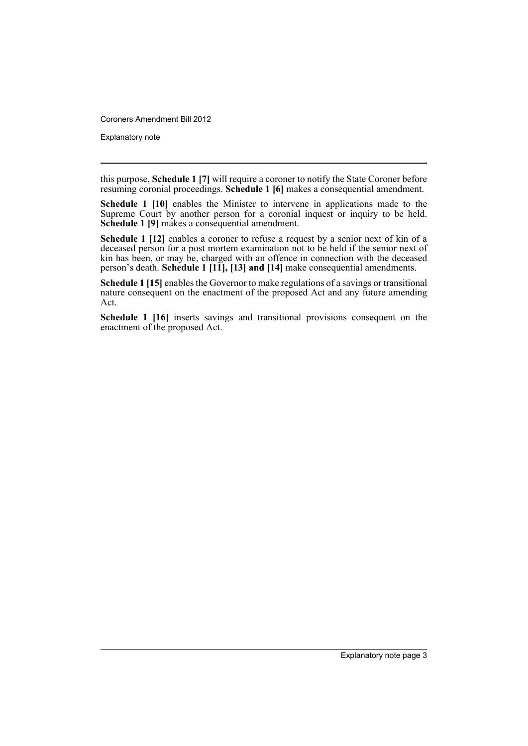this purpose, **Schedule 1 [7]** will require a coroner to notify the State Coroner before resuming coronial proceedings. **Schedule 1 [6]** makes a consequential amendment.

**Schedule 1 [10]** enables the Minister to intervene in applications made to the Supreme Court by another person for a coronial inquest or inquiry to be held. **Schedule 1 [9]** makes a consequential amendment.

**Schedule 1 [12]** enables a coroner to refuse a request by a senior next of kin of a deceased person for a post mortem examination not to be held if the senior next of kin has been, or may be, charged with an offence in connection with the deceased person's death. **Schedule 1 [11], [13] and [14]** make consequential amendments.

**Schedule 1 [15]** enables the Governor to make regulations of a savings or transitional nature consequent on the enactment of the proposed Act and any future amending Act.

**Schedule 1 [16]** inserts savings and transitional provisions consequent on the enactment of the proposed Act.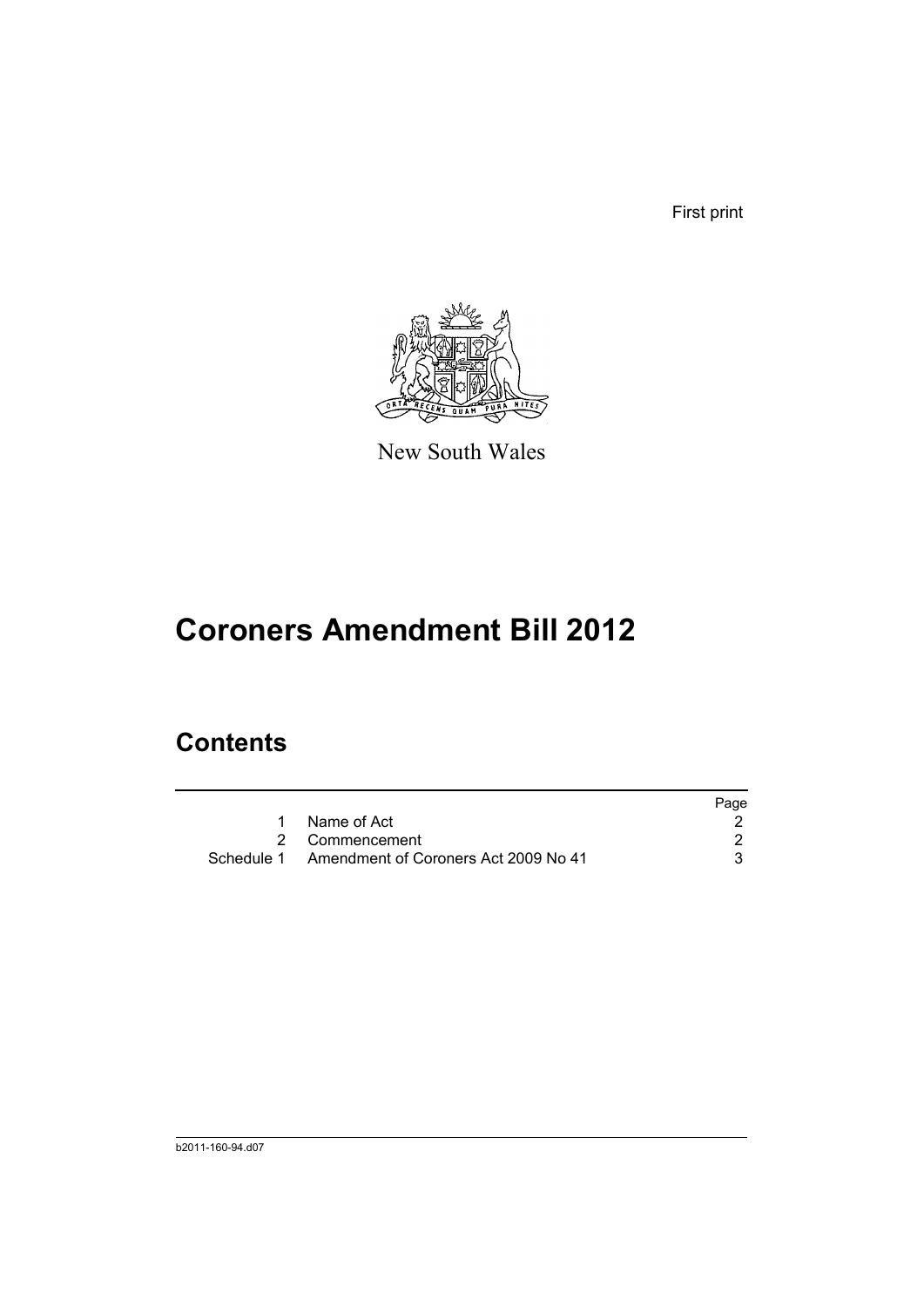First print

New South Wales

# Coroners Amendment Bill 2012

## Contents

| | | Page |
|---|---|---|
| 1 | Name of Act | 2 |
| 2 | Commencement | 2 |
| Schedule 1 | Amendment of Coroners Act 2009 No 41 | 3 |

b2011-160-94.d07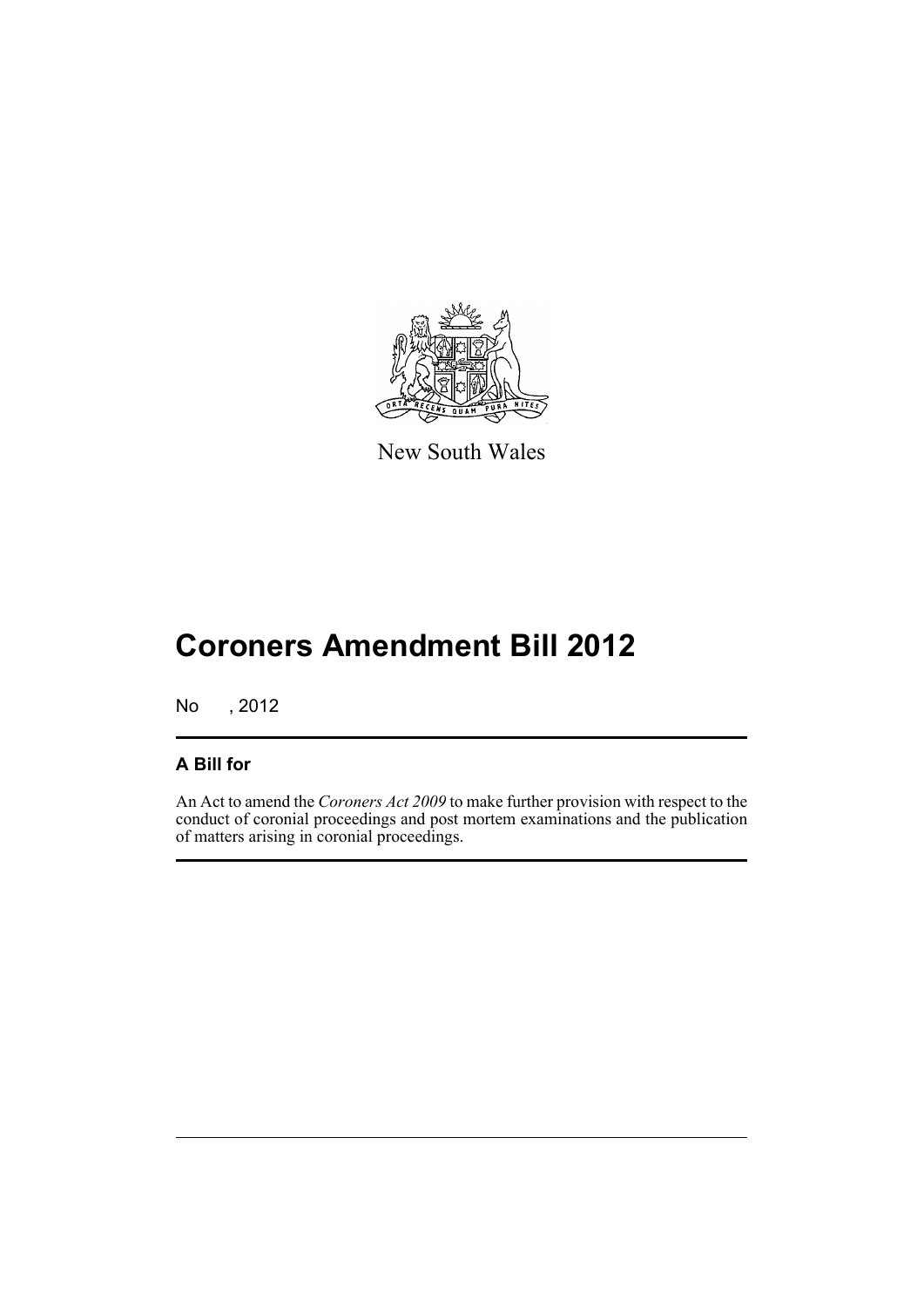New South Wales

# Coroners Amendment Bill 2012

No , 2012

## A Bill for

An Act to amend the *Coroners Act 2009* to make further provision with respect to the conduct of coronial proceedings and post mortem examinations and the publication of matters arising in coronial proceedings.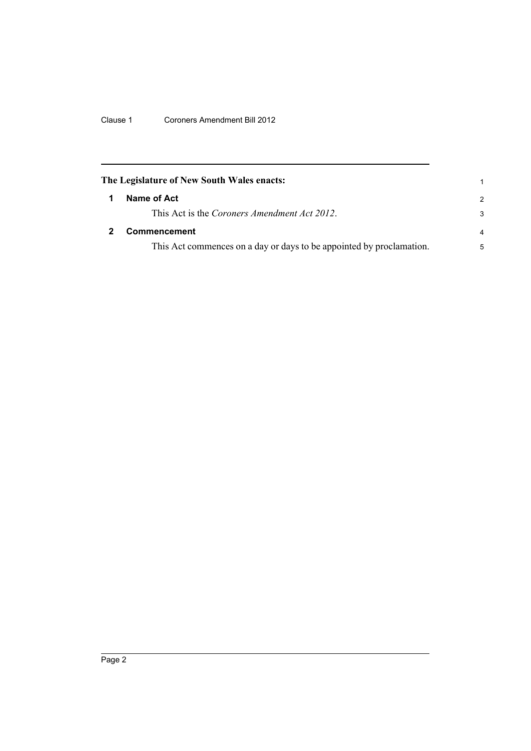**The Legislature of New South Wales enacts:**

## 1 Name of Act

This Act is the *Coroners Amendment Act 2012*.

## 2 Commencement

This Act commences on a day or days to be appointed by proclamation.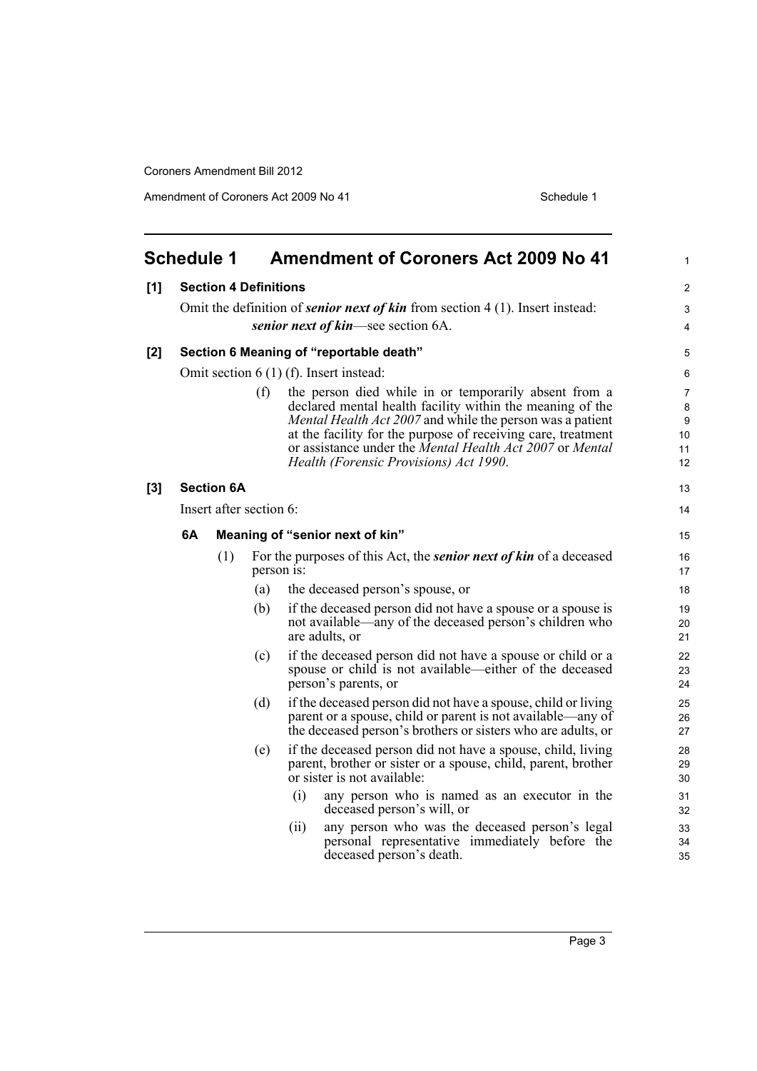## Schedule 1 Amendment of Coroners Act 2009 No 41

**[1] Section 4 Definitions**

Omit the definition of ***senior next of kin*** from section 4 (1). Insert instead:

***senior next of kin***—see section 6A.

**[2] Section 6 Meaning of "reportable death"**

Omit section 6 (1) (f). Insert instead:

(f) the person died while in or temporarily absent from a declared mental health facility within the meaning of the *Mental Health Act 2007* and while the person was a patient at the facility for the purpose of receiving care, treatment or assistance under the *Mental Health Act 2007* or *Mental Health (Forensic Provisions) Act 1990*.

**[3] Section 6A**

Insert after section 6:

**6A Meaning of "senior next of kin"**

(1) For the purposes of this Act, the ***senior next of kin*** of a deceased person is:

(a) the deceased person's spouse, or

(b) if the deceased person did not have a spouse or a spouse is not available—any of the deceased person's children who are adults, or

(c) if the deceased person did not have a spouse or child or a spouse or child is not available—either of the deceased person's parents, or

(d) if the deceased person did not have a spouse, child or living parent or a spouse, child or parent is not available—any of the deceased person's brothers or sisters who are adults, or

(e) if the deceased person did not have a spouse, child, living parent, brother or sister or a spouse, child, parent, brother or sister is not available:

(i) any person who is named as an executor in the deceased person's will, or

(ii) any person who was the deceased person's legal personal representative immediately before the deceased person's death.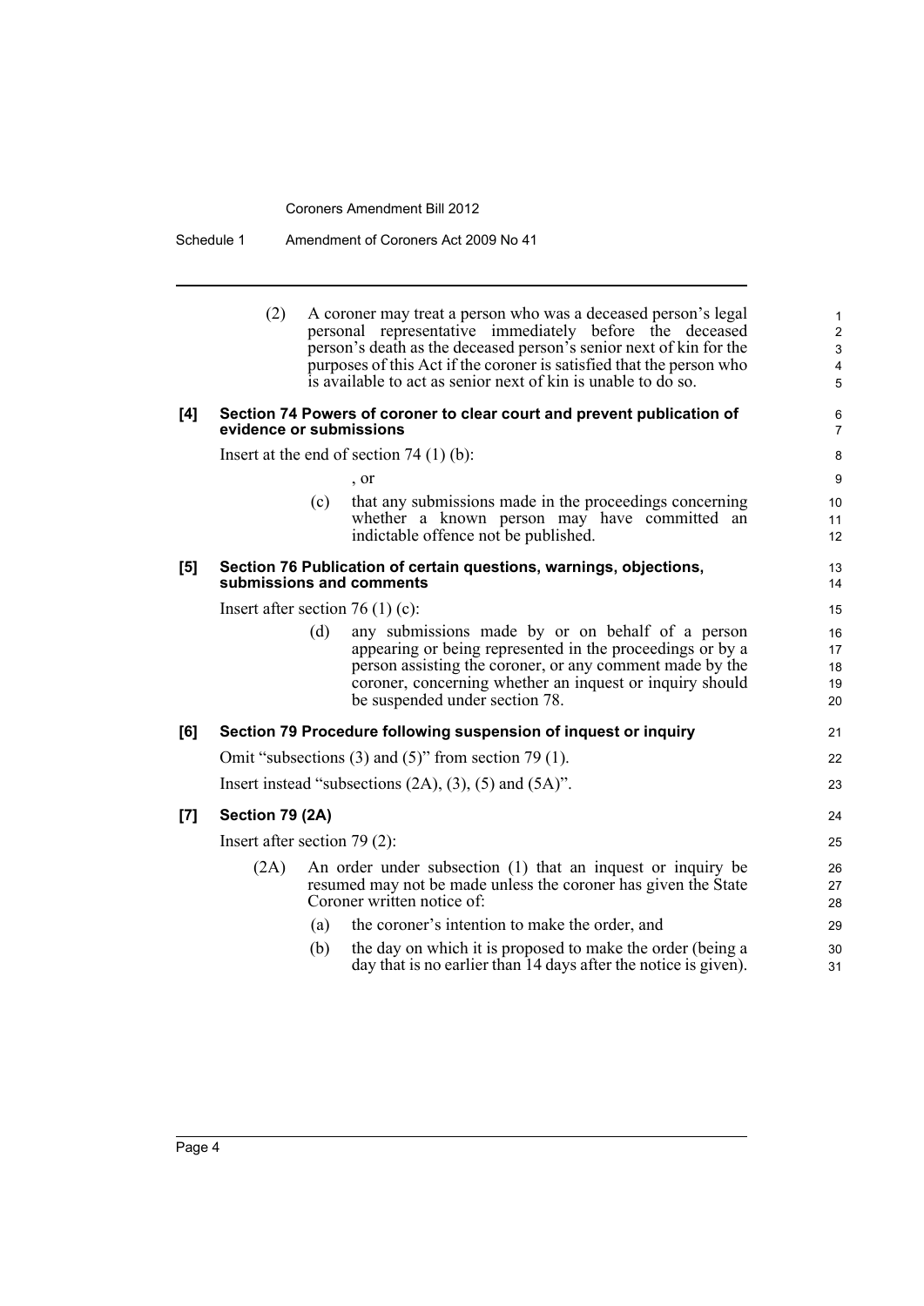(2) A coroner may treat a person who was a deceased person's legal personal representative immediately before the deceased person's death as the deceased person's senior next of kin for the purposes of this Act if the coroner is satisfied that the person who is available to act as senior next of kin is unable to do so.

**[4] Section 74 Powers of coroner to clear court and prevent publication of evidence or submissions**

Insert at the end of section 74 (1) (b):

, or

(c) that any submissions made in the proceedings concerning whether a known person may have committed an indictable offence not be published.

**[5] Section 76 Publication of certain questions, warnings, objections, submissions and comments**

Insert after section 76 (1) (c):

(d) any submissions made by or on behalf of a person appearing or being represented in the proceedings or by a person assisting the coroner, or any comment made by the coroner, concerning whether an inquest or inquiry should be suspended under section 78.

**[6] Section 79 Procedure following suspension of inquest or inquiry**

Omit "subsections (3) and (5)" from section 79 (1).

Insert instead "subsections (2A), (3), (5) and (5A)".

**[7] Section 79 (2A)**

Insert after section 79 (2):

(2A) An order under subsection (1) that an inquest or inquiry be resumed may not be made unless the coroner has given the State Coroner written notice of:

(a) the coroner's intention to make the order, and

(b) the day on which it is proposed to make the order (being a day that is no earlier than 14 days after the notice is given).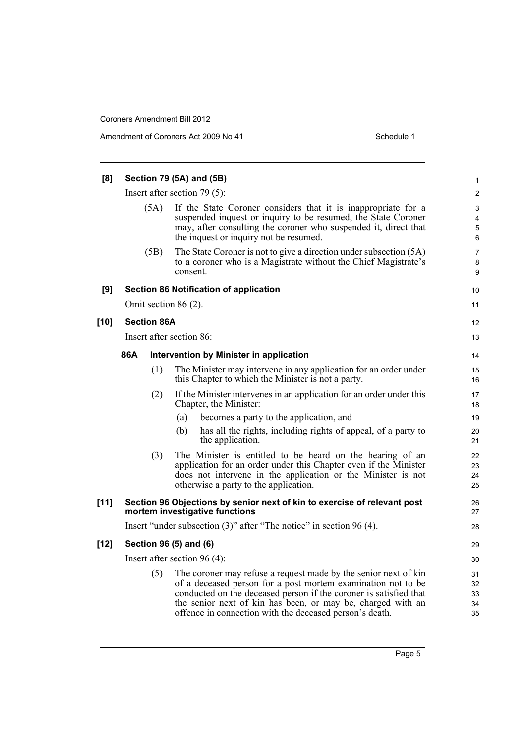**[8] Section 79 (5A) and (5B)**

Insert after section 79 (5):

(5A) If the State Coroner considers that it is inappropriate for a suspended inquest or inquiry to be resumed, the State Coroner may, after consulting the coroner who suspended it, direct that the inquest or inquiry not be resumed.

(5B) The State Coroner is not to give a direction under subsection (5A) to a coroner who is a Magistrate without the Chief Magistrate's consent.

**[9] Section 86 Notification of application**

Omit section 86 (2).

**[10] Section 86A**

Insert after section 86:

**86A Intervention by Minister in application**

(1) The Minister may intervene in any application for an order under this Chapter to which the Minister is not a party.

(2) If the Minister intervenes in an application for an order under this Chapter, the Minister:

- (a) becomes a party to the application, and
- (b) has all the rights, including rights of appeal, of a party to the application.

(3) The Minister is entitled to be heard on the hearing of an application for an order under this Chapter even if the Minister does not intervene in the application or the Minister is not otherwise a party to the application.

**[11] Section 96 Objections by senior next of kin to exercise of relevant post mortem investigative functions**

Insert "under subsection (3)" after "The notice" in section 96 (4).

**[12] Section 96 (5) and (6)**

Insert after section 96 (4):

(5) The coroner may refuse a request made by the senior next of kin of a deceased person for a post mortem examination not to be conducted on the deceased person if the coroner is satisfied that the senior next of kin has been, or may be, charged with an offence in connection with the deceased person's death.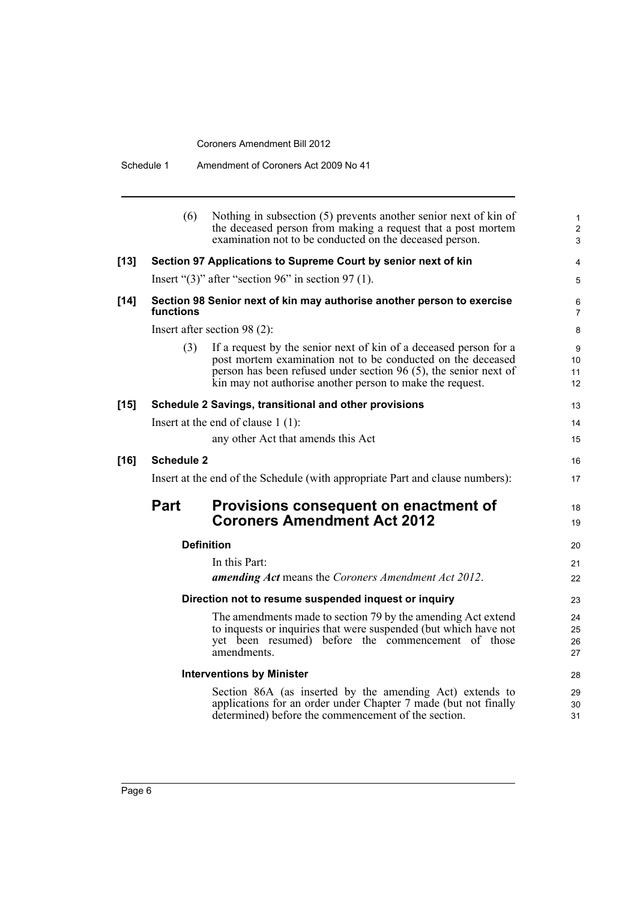(6) Nothing in subsection (5) prevents another senior next of kin of the deceased person from making a request that a post mortem examination not to be conducted on the deceased person.

**[13] Section 97 Applications to Supreme Court by senior next of kin**

Insert "(3)" after "section 96" in section 97 (1).

**[14] Section 98 Senior next of kin may authorise another person to exercise functions**

Insert after section 98 (2):

(3) If a request by the senior next of kin of a deceased person for a post mortem examination not to be conducted on the deceased person has been refused under section 96 (5), the senior next of kin may not authorise another person to make the request.

**[15] Schedule 2 Savings, transitional and other provisions**

Insert at the end of clause 1 (1):

any other Act that amends this Act

**[16] Schedule 2**

Insert at the end of the Schedule (with appropriate Part and clause numbers):

## Part Provisions consequent on enactment of Coroners Amendment Act 2012

### Definition

In this Part:

***amending Act*** means the *Coroners Amendment Act 2012*.

### Direction not to resume suspended inquest or inquiry

The amendments made to section 79 by the amending Act extend to inquests or inquiries that were suspended (but which have not yet been resumed) before the commencement of those amendments.

### Interventions by Minister

Section 86A (as inserted by the amending Act) extends to applications for an order under Chapter 7 made (but not finally determined) before the commencement of the section.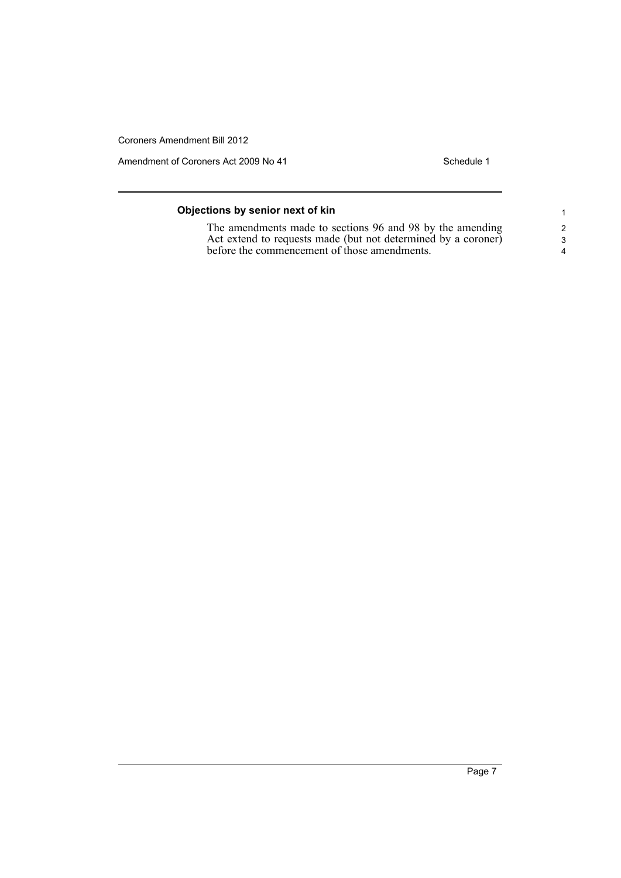### Objections by senior next of kin

The amendments made to sections 96 and 98 by the amending Act extend to requests made (but not determined by a coroner) before the commencement of those amendments.